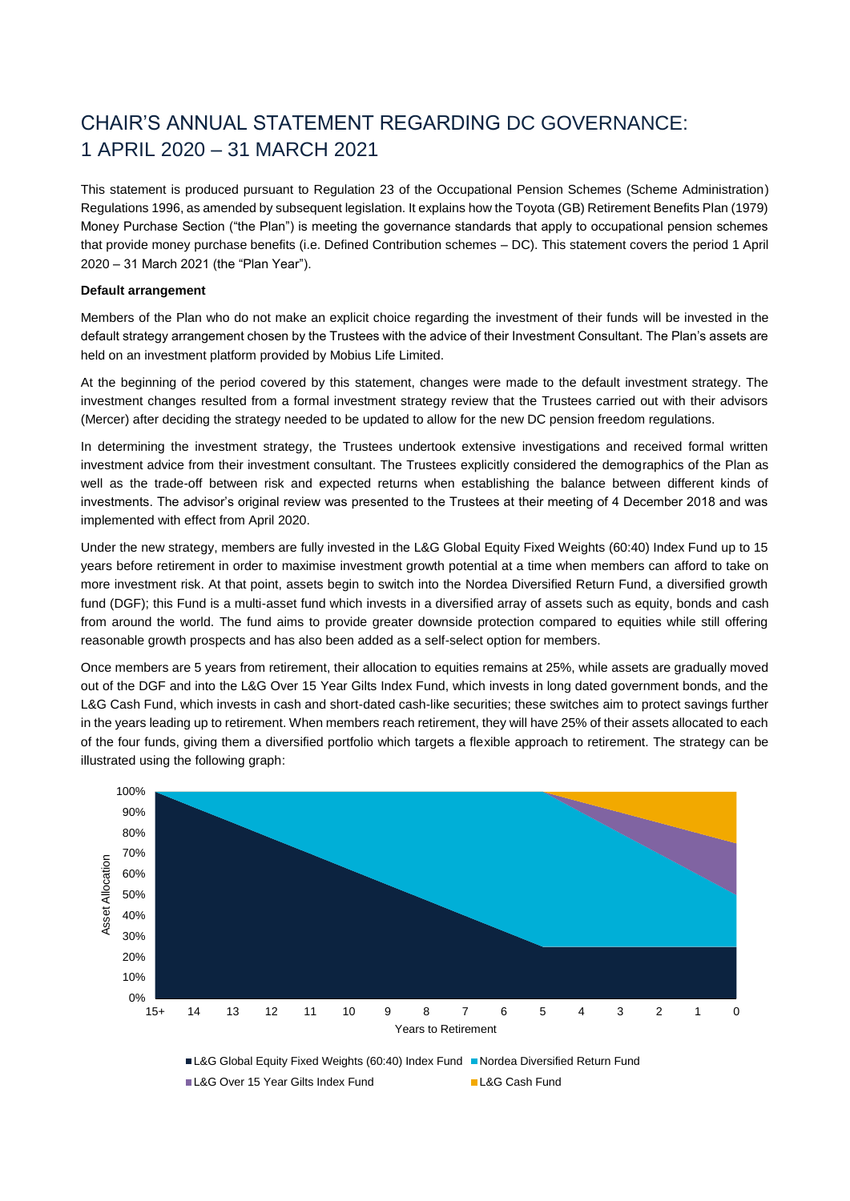# CHAIR'S ANNUAL STATEMENT REGARDING DC GOVERNANCE: 1 APRIL 2020 – 31 MARCH 2021

This statement is produced pursuant to Regulation 23 of the Occupational Pension Schemes (Scheme Administration) Regulations 1996, as amended by subsequent legislation. It explains how the Toyota (GB) Retirement Benefits Plan (1979) Money Purchase Section ("the Plan") is meeting the governance standards that apply to occupational pension schemes that provide money purchase benefits (i.e. Defined Contribution schemes – DC). This statement covers the period 1 April 2020 – 31 March 2021 (the "Plan Year").

**Default arrangement**

Members of the Plan who do not make an explicit choice regarding the investment of their funds will be invested in the default strategy arrangement chosen by the Trustees with the advice of their Investment Consultant. The Plan's assets are held on an investment platform provided by Mobius Life Limited.

At the beginning of the period covered by this statement, changes were made to the default investment strategy. The investment changes resulted from a formal investment strategy review that the Trustees carried out with their advisors (Mercer) after deciding the strategy needed to be updated to allow for the new DC pension freedom regulations.

In determining the investment strategy, the Trustees undertook extensive investigations and received formal written investment advice from their investment consultant. The Trustees explicitly considered the demographics of the Plan as well as the trade-off between risk and expected returns when establishing the balance between different kinds of investments. The advisor's original review was presented to the Trustees at their meeting of 4 December 2018 and was implemented with effect from April 2020.

Under the new strategy, members are fully invested in the L&G Global Equity Fixed Weights (60:40) Index Fund up to 15 years before retirement in order to maximise investment growth potential at a time when members can afford to take on more investment risk. At that point, assets begin to switch into the Nordea Diversified Return Fund, a diversified growth fund (DGF); this Fund is a multi-asset fund which invests in a diversified array of assets such as equity, bonds and cash from around the world. The fund aims to provide greater downside protection compared to equities while still offering reasonable growth prospects and has also been added as a self-select option for members.

Once members are 5 years from retirement, their allocation to equities remains at 25%, while assets are gradually moved out of the DGF and into the L&G Over 15 Year Gilts Index Fund, which invests in long dated government bonds, and the L&G Cash Fund, which invests in cash and short-dated cash-like securities; these switches aim to protect savings further in the years leading up to retirement. When members reach retirement, they will have 25% of their assets allocated to each of the four funds, giving them a diversified portfolio which targets a flexible approach to retirement. The strategy can be illustrated using the following graph:

Asset Allocation (0%–100%) by Years to Retirement (15+, 14, 13, 12, 11, 10, 9, 8, 7, 6, 5, 4, 3, 2, 1, 0)

■ L&G Global Equity Fixed Weights (60:40) Index Fund ■ Nordea Diversified Return Fund ■ L&G Over 15 Year Gilts Index Fund ■ L&G Cash Fund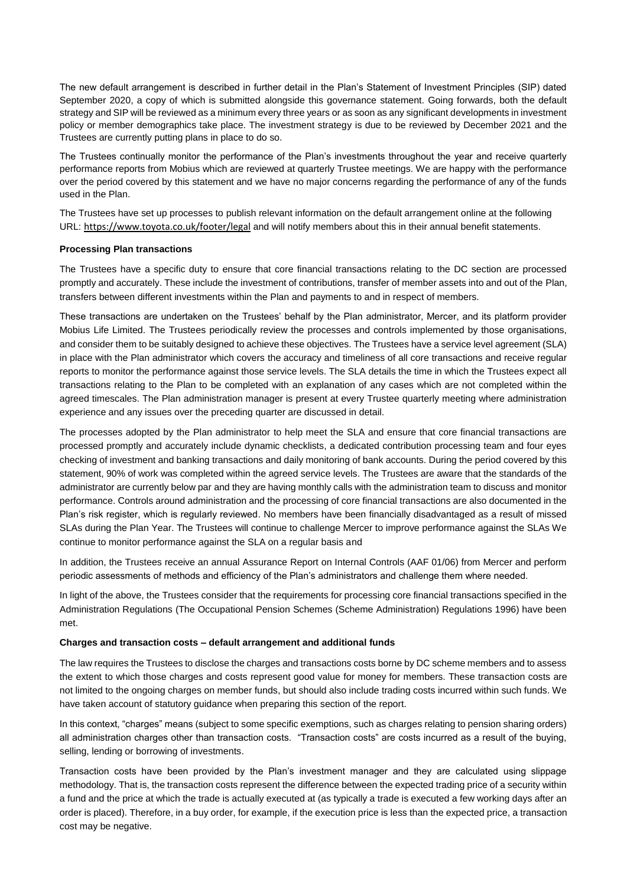The new default arrangement is described in further detail in the Plan's Statement of Investment Principles (SIP) dated September 2020, a copy of which is submitted alongside this governance statement. Going forwards, both the default strategy and SIP will be reviewed as a minimum every three years or as soon as any significant developments in investment policy or member demographics take place. The investment strategy is due to be reviewed by December 2021 and the Trustees are currently putting plans in place to do so.

The Trustees continually monitor the performance of the Plan's investments throughout the year and receive quarterly performance reports from Mobius which are reviewed at quarterly Trustee meetings. We are happy with the performance over the period covered by this statement and we have no major concerns regarding the performance of any of the funds used in the Plan.

The Trustees have set up processes to publish relevant information on the default arrangement online at the following URL: https://www.toyota.co.uk/footer/legal and will notify members about this in their annual benefit statements.

**Processing Plan transactions**

The Trustees have a specific duty to ensure that core financial transactions relating to the DC section are processed promptly and accurately. These include the investment of contributions, transfer of member assets into and out of the Plan, transfers between different investments within the Plan and payments to and in respect of members.

These transactions are undertaken on the Trustees' behalf by the Plan administrator, Mercer, and its platform provider Mobius Life Limited. The Trustees periodically review the processes and controls implemented by those organisations, and consider them to be suitably designed to achieve these objectives. The Trustees have a service level agreement (SLA) in place with the Plan administrator which covers the accuracy and timeliness of all core transactions and receive regular reports to monitor the performance against those service levels. The SLA details the time in which the Trustees expect all transactions relating to the Plan to be completed with an explanation of any cases which are not completed within the agreed timescales. The Plan administration manager is present at every Trustee quarterly meeting where administration experience and any issues over the preceding quarter are discussed in detail.

The processes adopted by the Plan administrator to help meet the SLA and ensure that core financial transactions are processed promptly and accurately include dynamic checklists, a dedicated contribution processing team and four eyes checking of investment and banking transactions and daily monitoring of bank accounts. During the period covered by this statement, 90% of work was completed within the agreed service levels. The Trustees are aware that the standards of the administrator are currently below par and they are having monthly calls with the administration team to discuss and monitor performance. Controls around administration and the processing of core financial transactions are also documented in the Plan's risk register, which is regularly reviewed. No members have been financially disadvantaged as a result of missed SLAs during the Plan Year. The Trustees will continue to challenge Mercer to improve performance against the SLAs We continue to monitor performance against the SLA on a regular basis and

In addition, the Trustees receive an annual Assurance Report on Internal Controls (AAF 01/06) from Mercer and perform periodic assessments of methods and efficiency of the Plan's administrators and challenge them where needed.

In light of the above, the Trustees consider that the requirements for processing core financial transactions specified in the Administration Regulations (The Occupational Pension Schemes (Scheme Administration) Regulations 1996) have been met.

**Charges and transaction costs – default arrangement and additional funds**

The law requires the Trustees to disclose the charges and transactions costs borne by DC scheme members and to assess the extent to which those charges and costs represent good value for money for members. These transaction costs are not limited to the ongoing charges on member funds, but should also include trading costs incurred within such funds. We have taken account of statutory guidance when preparing this section of the report.

In this context, "charges" means (subject to some specific exemptions, such as charges relating to pension sharing orders) all administration charges other than transaction costs. "Transaction costs" are costs incurred as a result of the buying, selling, lending or borrowing of investments.

Transaction costs have been provided by the Plan's investment manager and they are calculated using slippage methodology. That is, the transaction costs represent the difference between the expected trading price of a security within a fund and the price at which the trade is actually executed at (as typically a trade is executed a few working days after an order is placed). Therefore, in a buy order, for example, if the execution price is less than the expected price, a transaction cost may be negative.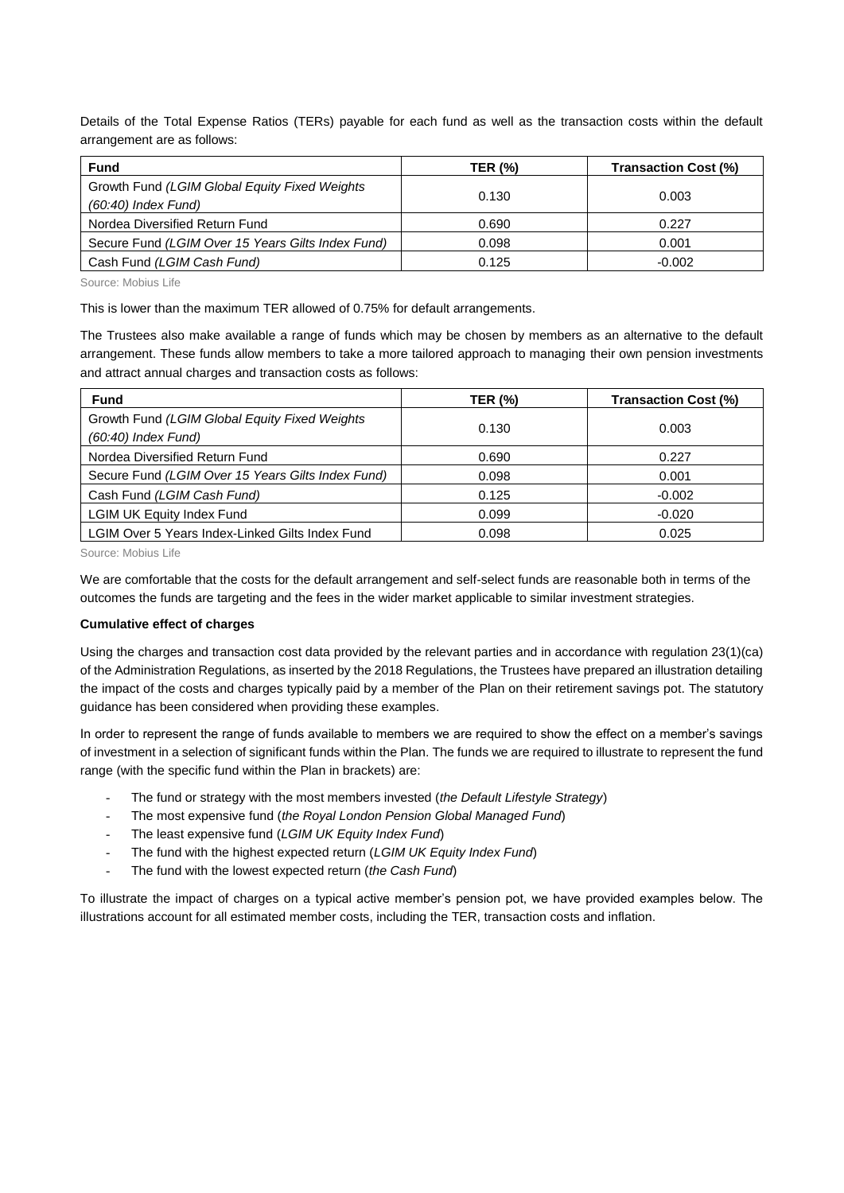Details of the Total Expense Ratios (TERs) payable for each fund as well as the transaction costs within the default arrangement are as follows:

| Fund | TER (%) | Transaction Cost (%) |
| --- | --- | --- |
| Growth Fund *(LGIM Global Equity Fixed Weights (60:40) Index Fund)* | 0.130 | 0.003 |
| Nordea Diversified Return Fund | 0.690 | 0.227 |
| Secure Fund *(LGIM Over 15 Years Gilts Index Fund)* | 0.098 | 0.001 |
| Cash Fund *(LGIM Cash Fund)* | 0.125 | -0.002 |

Source: Mobius Life

This is lower than the maximum TER allowed of 0.75% for default arrangements.

The Trustees also make available a range of funds which may be chosen by members as an alternative to the default arrangement. These funds allow members to take a more tailored approach to managing their own pension investments and attract annual charges and transaction costs as follows:

| Fund | TER (%) | Transaction Cost (%) |
| --- | --- | --- |
| Growth Fund *(LGIM Global Equity Fixed Weights (60:40) Index Fund)* | 0.130 | 0.003 |
| Nordea Diversified Return Fund | 0.690 | 0.227 |
| Secure Fund *(LGIM Over 15 Years Gilts Index Fund)* | 0.098 | 0.001 |
| Cash Fund *(LGIM Cash Fund)* | 0.125 | -0.002 |
| LGIM UK Equity Index Fund | 0.099 | -0.020 |
| LGIM Over 5 Years Index-Linked Gilts Index Fund | 0.098 | 0.025 |

Source: Mobius Life

We are comfortable that the costs for the default arrangement and self-select funds are reasonable both in terms of the outcomes the funds are targeting and the fees in the wider market applicable to similar investment strategies.

**Cumulative effect of charges**

Using the charges and transaction cost data provided by the relevant parties and in accordance with regulation 23(1)(ca) of the Administration Regulations, as inserted by the 2018 Regulations, the Trustees have prepared an illustration detailing the impact of the costs and charges typically paid by a member of the Plan on their retirement savings pot. The statutory guidance has been considered when providing these examples.

In order to represent the range of funds available to members we are required to show the effect on a member's savings of investment in a selection of significant funds within the Plan. The funds we are required to illustrate to represent the fund range (with the specific fund within the Plan in brackets) are:

- The fund or strategy with the most members invested (*the Default Lifestyle Strategy*)
- The most expensive fund (*the Royal London Pension Global Managed Fund*)
- The least expensive fund (*LGIM UK Equity Index Fund*)
- The fund with the highest expected return (*LGIM UK Equity Index Fund*)
- The fund with the lowest expected return (*the Cash Fund*)

To illustrate the impact of charges on a typical active member's pension pot, we have provided examples below. The illustrations account for all estimated member costs, including the TER, transaction costs and inflation.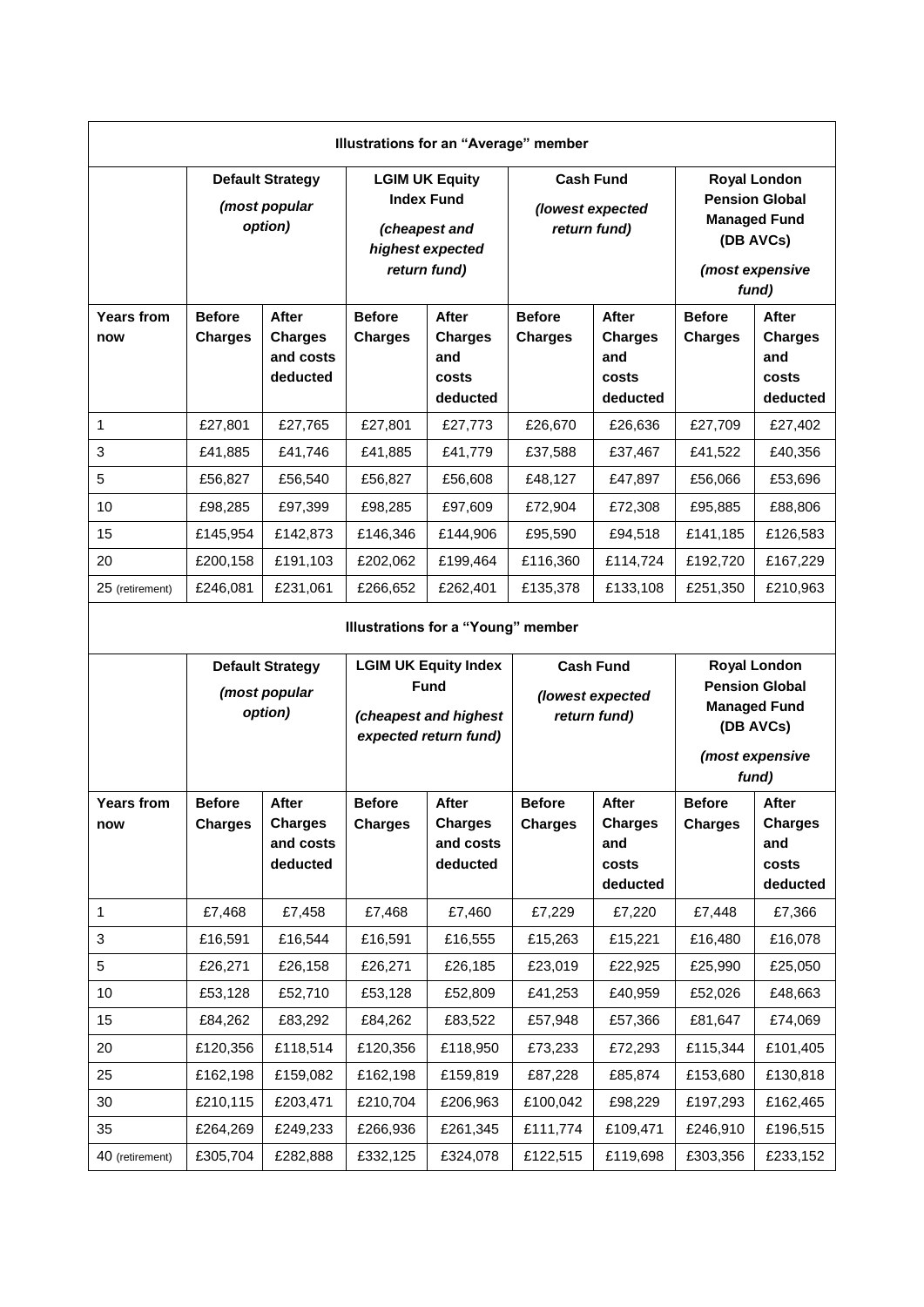| Illustrations for an "Average" member | | | | | | | | |
|---|---|---|---|---|---|---|---|---|
| | **Default Strategy** *(most popular option)* | | **LGIM UK Equity Index Fund** *(cheapest and highest expected return fund)* | | **Cash Fund** *(lowest expected return fund)* | | **Royal London Pension Global Managed Fund (DB AVCs)** *(most expensive fund)* | |
| **Years from now** | **Before Charges** | **After Charges and costs deducted** | **Before Charges** | **After Charges and costs deducted** | **Before Charges** | **After Charges and costs deducted** | **Before Charges** | **After Charges and costs deducted** |
| 1 | £27,801 | £27,765 | £27,801 | £27,773 | £26,670 | £26,636 | £27,709 | £27,402 |
| 3 | £41,885 | £41,746 | £41,885 | £41,779 | £37,588 | £37,467 | £41,522 | £40,356 |
| 5 | £56,827 | £56,540 | £56,827 | £56,608 | £48,127 | £47,897 | £56,066 | £53,696 |
| 10 | £98,285 | £97,399 | £98,285 | £97,609 | £72,904 | £72,308 | £95,885 | £88,806 |
| 15 | £145,954 | £142,873 | £146,346 | £144,906 | £95,590 | £94,518 | £141,185 | £126,583 |
| 20 | £200,158 | £191,103 | £202,062 | £199,464 | £116,360 | £114,724 | £192,720 | £167,229 |
| 25 (retirement) | £246,081 | £231,061 | £266,652 | £262,401 | £135,378 | £133,108 | £251,350 | £210,963 |

| Illustrations for a "Young" member | | | | | | | | |
|---|---|---|---|---|---|---|---|---|
| | **Default Strategy** *(most popular option)* | | **LGIM UK Equity Index Fund** *(cheapest and highest expected return fund)* | | **Cash Fund** *(lowest expected return fund)* | | **Royal London Pension Global Managed Fund (DB AVCs)** *(most expensive fund)* | |
| **Years from now** | **Before Charges** | **After Charges and costs deducted** | **Before Charges** | **After Charges and costs deducted** | **Before Charges** | **After Charges and costs deducted** | **Before Charges** | **After Charges and costs deducted** |
| 1 | £7,468 | £7,458 | £7,468 | £7,460 | £7,229 | £7,220 | £7,448 | £7,366 |
| 3 | £16,591 | £16,544 | £16,591 | £16,555 | £15,263 | £15,221 | £16,480 | £16,078 |
| 5 | £26,271 | £26,158 | £26,271 | £26,185 | £23,019 | £22,925 | £25,990 | £25,050 |
| 10 | £53,128 | £52,710 | £53,128 | £52,809 | £41,253 | £40,959 | £52,026 | £48,663 |
| 15 | £84,262 | £83,292 | £84,262 | £83,522 | £57,948 | £57,366 | £81,647 | £74,069 |
| 20 | £120,356 | £118,514 | £120,356 | £118,950 | £73,233 | £72,293 | £115,344 | £101,405 |
| 25 | £162,198 | £159,082 | £162,198 | £159,819 | £87,228 | £85,874 | £153,680 | £130,818 |
| 30 | £210,115 | £203,471 | £210,704 | £206,963 | £100,042 | £98,229 | £197,293 | £162,465 |
| 35 | £264,269 | £249,233 | £266,936 | £261,345 | £111,774 | £109,471 | £246,910 | £196,515 |
| 40 (retirement) | £305,704 | £282,888 | £332,125 | £324,078 | £122,515 | £119,698 | £303,356 | £233,152 |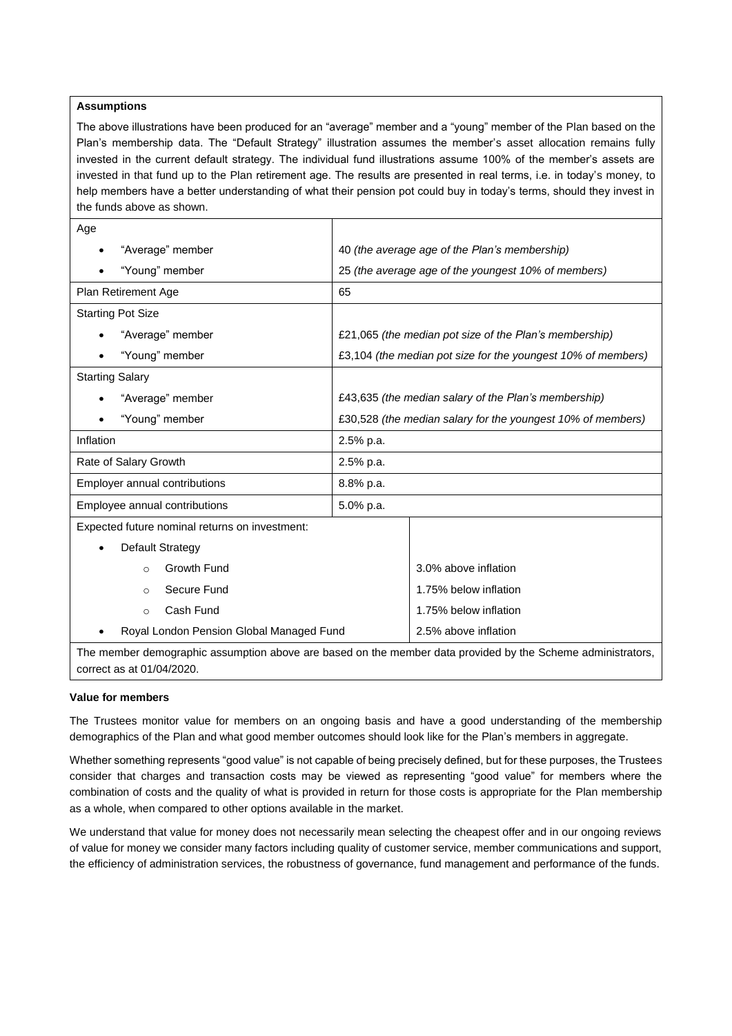**Assumptions**

The above illustrations have been produced for an "average" member and a "young" member of the Plan based on the Plan's membership data. The "Default Strategy" illustration assumes the member's asset allocation remains fully invested in the current default strategy. The individual fund illustrations assume 100% of the member's assets are invested in that fund up to the Plan retirement age. The results are presented in real terms, i.e. in today's money, to help members have a better understanding of what their pension pot could buy in today's terms, should they invest in the funds above as shown.

| | |
|---|---|
| Age | |
| • "Average" member | 40 *(the average age of the Plan's membership)* |
| • "Young" member | 25 *(the average age of the youngest 10% of members)* |
| Plan Retirement Age | 65 |
| Starting Pot Size | |
| • "Average" member | £21,065 *(the median pot size of the Plan's membership)* |
| • "Young" member | £3,104 *(the median pot size for the youngest 10% of members)* |
| Starting Salary | |
| • "Average" member | £43,635 *(the median salary of the Plan's membership)* |
| • "Young" member | £30,528 *(the median salary for the youngest 10% of members)* |
| Inflation | 2.5% p.a. |
| Rate of Salary Growth | 2.5% p.a. |
| Employer annual contributions | 8.8% p.a. |
| Employee annual contributions | 5.0% p.a. |
| Expected future nominal returns on investment: | |
| • Default Strategy | |
| ◦ Growth Fund | 3.0% above inflation |
| ◦ Secure Fund | 1.75% below inflation |
| ◦ Cash Fund | 1.75% below inflation |
| • Royal London Pension Global Managed Fund | 2.5% above inflation |

The member demographic assumption above are based on the member data provided by the Scheme administrators, correct as at 01/04/2020.

**Value for members**

The Trustees monitor value for members on an ongoing basis and have a good understanding of the membership demographics of the Plan and what good member outcomes should look like for the Plan's members in aggregate.

Whether something represents "good value" is not capable of being precisely defined, but for these purposes, the Trustees consider that charges and transaction costs may be viewed as representing "good value" for members where the combination of costs and the quality of what is provided in return for those costs is appropriate for the Plan membership as a whole, when compared to other options available in the market.

We understand that value for money does not necessarily mean selecting the cheapest offer and in our ongoing reviews of value for money we consider many factors including quality of customer service, member communications and support, the efficiency of administration services, the robustness of governance, fund management and performance of the funds.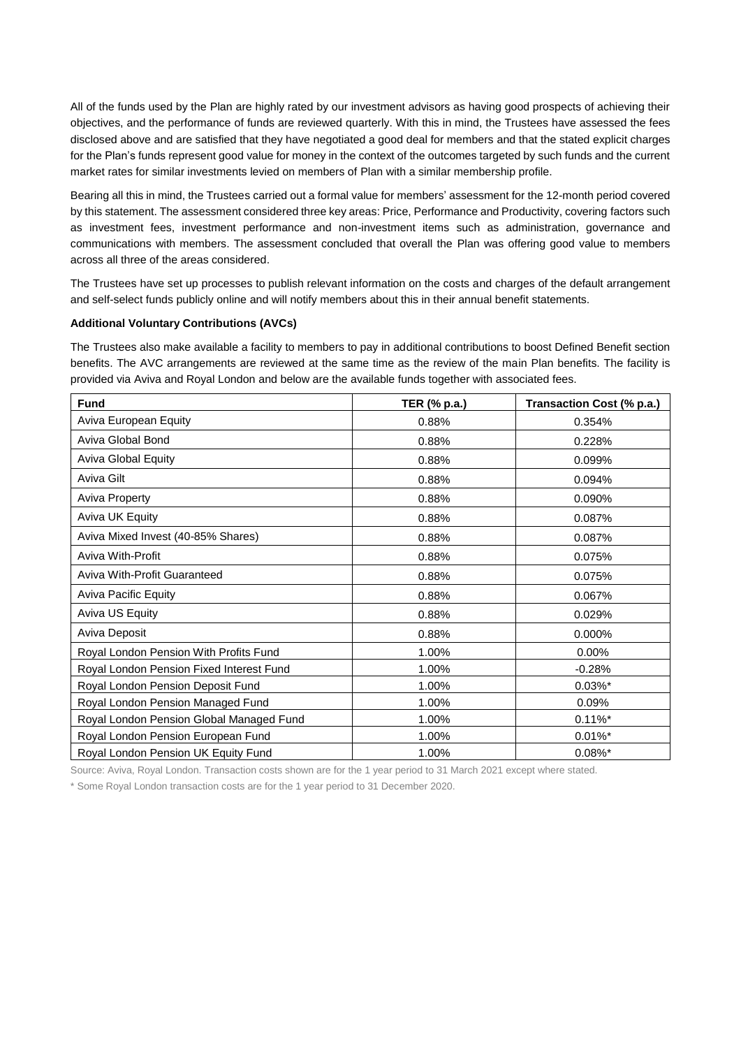All of the funds used by the Plan are highly rated by our investment advisors as having good prospects of achieving their objectives, and the performance of funds are reviewed quarterly. With this in mind, the Trustees have assessed the fees disclosed above and are satisfied that they have negotiated a good deal for members and that the stated explicit charges for the Plan's funds represent good value for money in the context of the outcomes targeted by such funds and the current market rates for similar investments levied on members of Plan with a similar membership profile.

Bearing all this in mind, the Trustees carried out a formal value for members' assessment for the 12-month period covered by this statement. The assessment considered three key areas: Price, Performance and Productivity, covering factors such as investment fees, investment performance and non-investment items such as administration, governance and communications with members. The assessment concluded that overall the Plan was offering good value to members across all three of the areas considered.

The Trustees have set up processes to publish relevant information on the costs and charges of the default arrangement and self-select funds publicly online and will notify members about this in their annual benefit statements.

**Additional Voluntary Contributions (AVCs)**

The Trustees also make available a facility to members to pay in additional contributions to boost Defined Benefit section benefits. The AVC arrangements are reviewed at the same time as the review of the main Plan benefits. The facility is provided via Aviva and Royal London and below are the available funds together with associated fees.

| Fund | TER (% p.a.) | Transaction Cost (% p.a.) |
|---|---|---|
| Aviva European Equity | 0.88% | 0.354% |
| Aviva Global Bond | 0.88% | 0.228% |
| Aviva Global Equity | 0.88% | 0.099% |
| Aviva Gilt | 0.88% | 0.094% |
| Aviva Property | 0.88% | 0.090% |
| Aviva UK Equity | 0.88% | 0.087% |
| Aviva Mixed Invest (40-85% Shares) | 0.88% | 0.087% |
| Aviva With-Profit | 0.88% | 0.075% |
| Aviva With-Profit Guaranteed | 0.88% | 0.075% |
| Aviva Pacific Equity | 0.88% | 0.067% |
| Aviva US Equity | 0.88% | 0.029% |
| Aviva Deposit | 0.88% | 0.000% |
| Royal London Pension With Profits Fund | 1.00% | 0.00% |
| Royal London Pension Fixed Interest Fund | 1.00% | -0.28% |
| Royal London Pension Deposit Fund | 1.00% | 0.03%* |
| Royal London Pension Managed Fund | 1.00% | 0.09% |
| Royal London Pension Global Managed Fund | 1.00% | 0.11%* |
| Royal London Pension European Fund | 1.00% | 0.01%* |
| Royal London Pension UK Equity Fund | 1.00% | 0.08%* |

Source: Aviva, Royal London. Transaction costs shown are for the 1 year period to 31 March 2021 except where stated.

* Some Royal London transaction costs are for the 1 year period to 31 December 2020.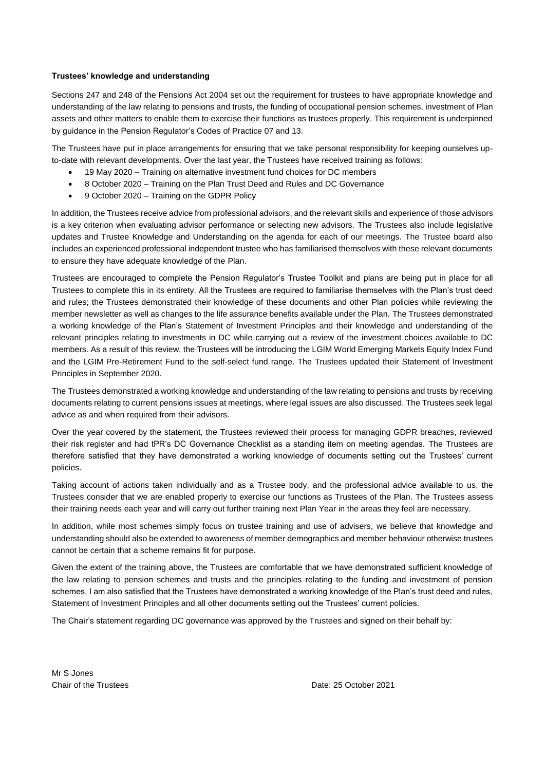**Trustees' knowledge and understanding**

Sections 247 and 248 of the Pensions Act 2004 set out the requirement for trustees to have appropriate knowledge and understanding of the law relating to pensions and trusts, the funding of occupational pension schemes, investment of Plan assets and other matters to enable them to exercise their functions as trustees properly. This requirement is underpinned by guidance in the Pension Regulator's Codes of Practice 07 and 13.

The Trustees have put in place arrangements for ensuring that we take personal responsibility for keeping ourselves up-to-date with relevant developments. Over the last year, the Trustees have received training as follows:

- 19 May 2020 – Training on alternative investment fund choices for DC members
- 8 October 2020 – Training on the Plan Trust Deed and Rules and DC Governance
- 9 October 2020 – Training on the GDPR Policy

In addition, the Trustees receive advice from professional advisors, and the relevant skills and experience of those advisors is a key criterion when evaluating advisor performance or selecting new advisors. The Trustees also include legislative updates and Trustee Knowledge and Understanding on the agenda for each of our meetings. The Trustee board also includes an experienced professional independent trustee who has familiarised themselves with these relevant documents to ensure they have adequate knowledge of the Plan.

Trustees are encouraged to complete the Pension Regulator's Trustee Toolkit and plans are being put in place for all Trustees to complete this in its entirety. All the Trustees are required to familiarise themselves with the Plan's trust deed and rules; the Trustees demonstrated their knowledge of these documents and other Plan policies while reviewing the member newsletter as well as changes to the life assurance benefits available under the Plan. The Trustees demonstrated a working knowledge of the Plan's Statement of Investment Principles and their knowledge and understanding of the relevant principles relating to investments in DC while carrying out a review of the investment choices available to DC members. As a result of this review, the Trustees will be introducing the LGIM World Emerging Markets Equity Index Fund and the LGIM Pre-Retirement Fund to the self-select fund range. The Trustees updated their Statement of Investment Principles in September 2020.

The Trustees demonstrated a working knowledge and understanding of the law relating to pensions and trusts by receiving documents relating to current pensions issues at meetings, where legal issues are also discussed. The Trustees seek legal advice as and when required from their advisors.

Over the year covered by the statement, the Trustees reviewed their process for managing GDPR breaches, reviewed their risk register and had tPR's DC Governance Checklist as a standing item on meeting agendas. The Trustees are therefore satisfied that they have demonstrated a working knowledge of documents setting out the Trustees' current policies.

Taking account of actions taken individually and as a Trustee body, and the professional advice available to us, the Trustees consider that we are enabled properly to exercise our functions as Trustees of the Plan. The Trustees assess their training needs each year and will carry out further training next Plan Year in the areas they feel are necessary.

In addition, while most schemes simply focus on trustee training and use of advisers, we believe that knowledge and understanding should also be extended to awareness of member demographics and member behaviour otherwise trustees cannot be certain that a scheme remains fit for purpose.

Given the extent of the training above, the Trustees are comfortable that we have demonstrated sufficient knowledge of the law relating to pension schemes and trusts and the principles relating to the funding and investment of pension schemes. I am also satisfied that the Trustees have demonstrated a working knowledge of the Plan's trust deed and rules, Statement of Investment Principles and all other documents setting out the Trustees' current policies.

The Chair's statement regarding DC governance was approved by the Trustees and signed on their behalf by:

Mr S Jones
Chair of the Trustees

Date: 25 October 2021